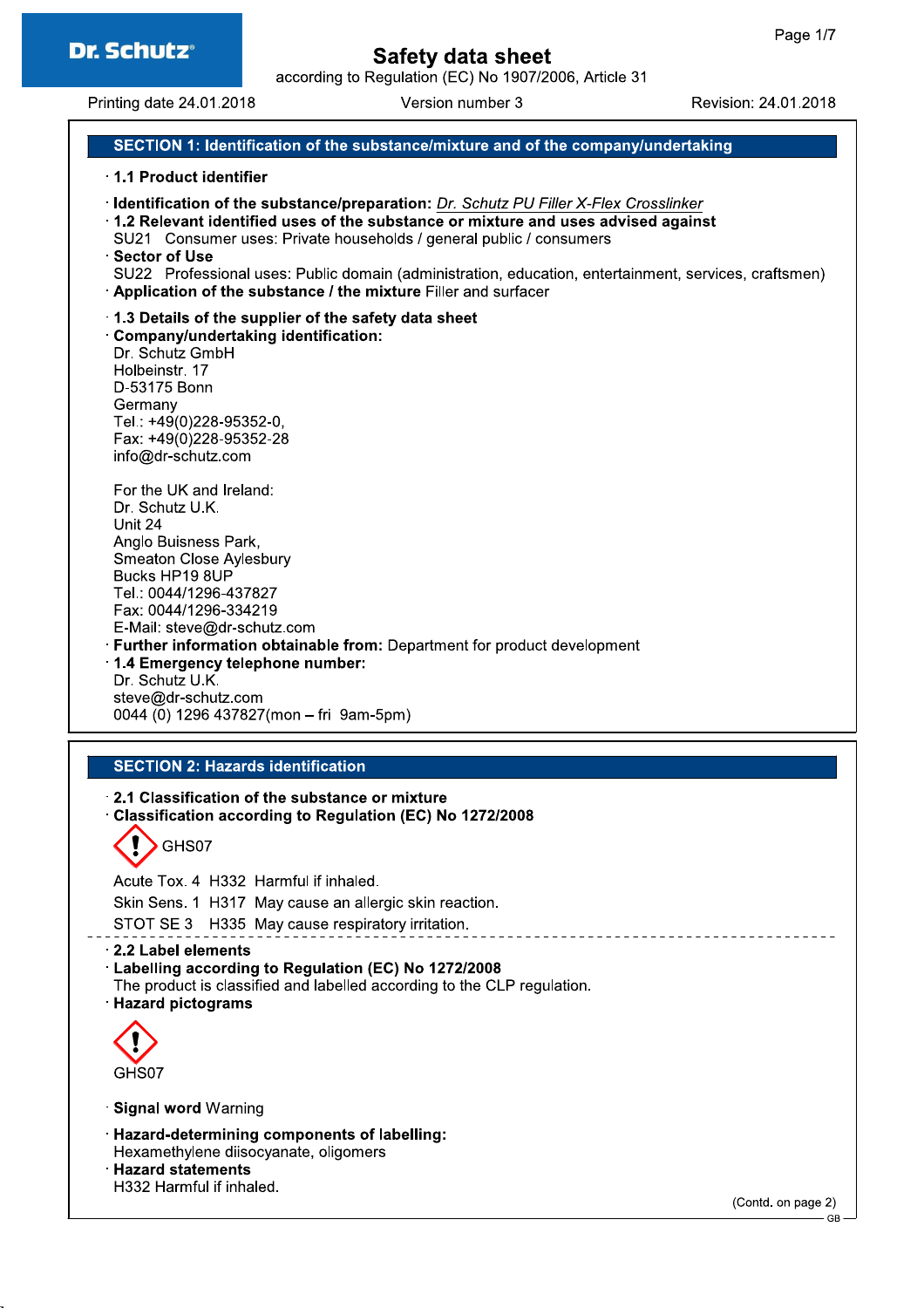# Safety data sheet

according to Regulation (EC) No 1907/2006, Article 31

Printing date 24.01.2018 Version number 3 Revision: 24.01.2018

## SECTION 1: Identification of the substance/mixture and of the company/undertaking

· **1.1 Product identifier**

· **Identification of the substance/preparation:** *Dr. Schutz PU Filler X-Flex Crosslinker*

· **1.2 Relevant identified uses of the substance or mixture and uses advised against**
SU21 Consumer uses: Private households / general public / consumers

· **Sector of Use**
SU22 Professional uses: Public domain (administration, education, entertainment, services, craftsmen)

· **Application of the substance / the mixture** Filler and surfacer

· **1.3 Details of the supplier of the safety data sheet**

· **Company/undertaking identification:**
Dr. Schutz GmbH
Holbeinstr. 17
D-53175 Bonn
Germany
Tel.: +49(0)228-95352-0,
Fax: +49(0)228-95352-28
info@dr-schutz.com

For the UK and Ireland:
Dr. Schutz U.K.
Unit 24
Anglo Buisness Park,
Smeaton Close Aylesbury
Bucks HP19 8UP
Tel.: 0044/1296-437827
Fax: 0044/1296-334219
E-Mail: steve@dr-schutz.com

· **Further information obtainable from:** Department for product development

· **1.4 Emergency telephone number:**
Dr. Schutz U.K.
steve@dr-schutz.com
0044 (0) 1296 437827(mon – fri 9am-5pm)

## SECTION 2: Hazards identification

· **2.1 Classification of the substance or mixture**

· **Classification according to Regulation (EC) No 1272/2008**

GHS07

Acute Tox. 4 H332 Harmful if inhaled.

Skin Sens. 1 H317 May cause an allergic skin reaction.

STOT SE 3 H335 May cause respiratory irritation.

· **2.2 Label elements**

· **Labelling according to Regulation (EC) No 1272/2008**
The product is classified and labelled according to the CLP regulation.

· **Hazard pictograms**

GHS07

· **Signal word** Warning

· **Hazard-determining components of labelling:**
Hexamethylene diisocyanate, oligomers

· **Hazard statements**
H332 Harmful if inhaled.

(Contd. on page 2)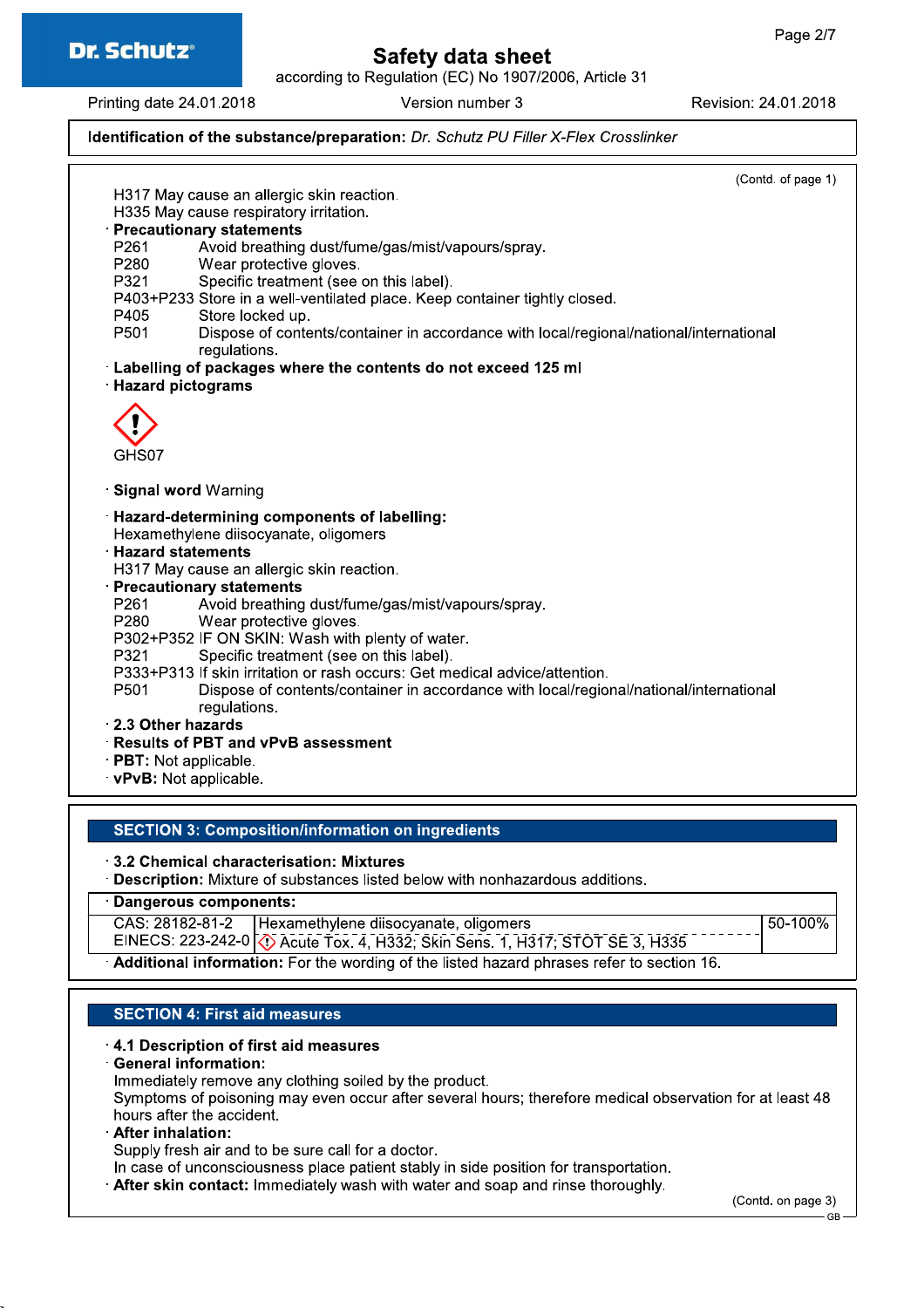**Identification of the substance/preparation:** *Dr. Schutz PU Filler X-Flex Crosslinker*

(Contd. of page 1)

H317 May cause an allergic skin reaction.
H335 May cause respiratory irritation.

**Precautionary statements**

P261 Avoid breathing dust/fume/gas/mist/vapours/spray.
P280 Wear protective gloves.
P321 Specific treatment (see on this label).
P403+P233 Store in a well-ventilated place. Keep container tightly closed.
P405 Store locked up.
P501 Dispose of contents/container in accordance with local/regional/national/international regulations.

**Labelling of packages where the contents do not exceed 125 ml**

**Hazard pictograms**

GHS07

**Signal word** Warning

**Hazard-determining components of labelling:**
Hexamethylene diisocyanate, oligomers

**Hazard statements**
H317 May cause an allergic skin reaction.

**Precautionary statements**

P261 Avoid breathing dust/fume/gas/mist/vapours/spray.
P280 Wear protective gloves.
P302+P352 IF ON SKIN: Wash with plenty of water.
P321 Specific treatment (see on this label).
P333+P313 If skin irritation or rash occurs: Get medical advice/attention.
P501 Dispose of contents/container in accordance with local/regional/national/international regulations.

**2.3 Other hazards**

**Results of PBT and vPvB assessment**

**PBT:** Not applicable.
**vPvB:** Not applicable.

## SECTION 3: Composition/information on ingredients

**3.2 Chemical characterisation: Mixtures**

**Description:** Mixture of substances listed below with nonhazardous additions.

**Dangerous components:**

| | | |
|---|---|---|
| CAS: 28182-81-2<br>EINECS: 223-242-0 | Hexamethylene diisocyanate, oligomers<br>Acute Tox. 4, H332; Skin Sens. 1, H317; STOT SE 3, H335 | 50-100% |

**Additional information:** For the wording of the listed hazard phrases refer to section 16.

## SECTION 4: First aid measures

**4.1 Description of first aid measures**

**General information:**
Immediately remove any clothing soiled by the product.
Symptoms of poisoning may even occur after several hours; therefore medical observation for at least 48 hours after the accident.

**After inhalation:**
Supply fresh air and to be sure call for a doctor.
In case of unconsciousness place patient stably in side position for transportation.

**After skin contact:** Immediately wash with water and soap and rinse thoroughly.

(Contd. on page 3)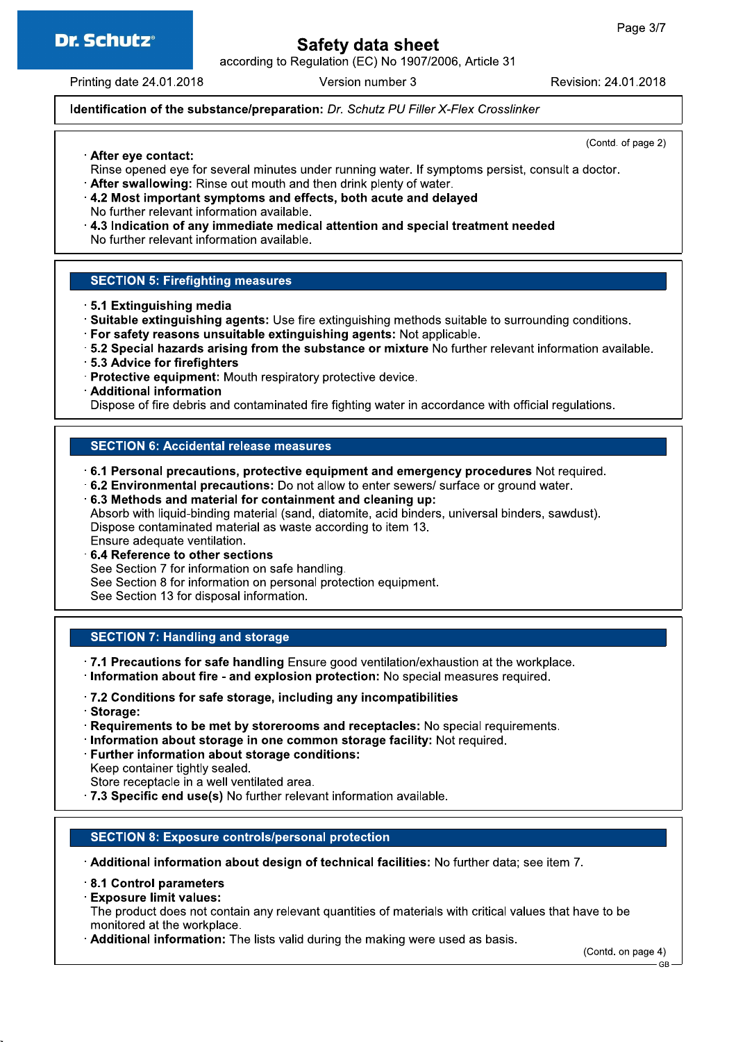Identification of the substance/preparation: *Dr. Schutz PU Filler X-Flex Crosslinker*

(Contd. of page 2)

- **After eye contact:**
  Rinse opened eye for several minutes under running water. If symptoms persist, consult a doctor.
- **After swallowing:** Rinse out mouth and then drink plenty of water.
- **4.2 Most important symptoms and effects, both acute and delayed**
  No further relevant information available.
- **4.3 Indication of any immediate medical attention and special treatment needed**
  No further relevant information available.

## SECTION 5: Firefighting measures

- **5.1 Extinguishing media**
- **Suitable extinguishing agents:** Use fire extinguishing methods suitable to surrounding conditions.
- **For safety reasons unsuitable extinguishing agents:** Not applicable.
- **5.2 Special hazards arising from the substance or mixture** No further relevant information available.
- **5.3 Advice for firefighters**
- **Protective equipment:** Mouth respiratory protective device.
- **Additional information**
  Dispose of fire debris and contaminated fire fighting water in accordance with official regulations.

## SECTION 6: Accidental release measures

- **6.1 Personal precautions, protective equipment and emergency procedures** Not required.
- **6.2 Environmental precautions:** Do not allow to enter sewers/ surface or ground water.
- **6.3 Methods and material for containment and cleaning up:**
  Absorb with liquid-binding material (sand, diatomite, acid binders, universal binders, sawdust).
  Dispose contaminated material as waste according to item 13.
  Ensure adequate ventilation.
- **6.4 Reference to other sections**
  See Section 7 for information on safe handling.
  See Section 8 for information on personal protection equipment.
  See Section 13 for disposal information.

## SECTION 7: Handling and storage

- **7.1 Precautions for safe handling** Ensure good ventilation/exhaustion at the workplace.
- **Information about fire - and explosion protection:** No special measures required.
- **7.2 Conditions for safe storage, including any incompatibilities**
- **Storage:**
- **Requirements to be met by storerooms and receptacles:** No special requirements.
- **Information about storage in one common storage facility:** Not required.
- **Further information about storage conditions:**
  Keep container tightly sealed.
  Store receptacle in a well ventilated area.
- **7.3 Specific end use(s)** No further relevant information available.

## SECTION 8: Exposure controls/personal protection

- **Additional information about design of technical facilities:** No further data; see item 7.
- **8.1 Control parameters**
- **Exposure limit values:**
  The product does not contain any relevant quantities of materials with critical values that have to be monitored at the workplace.
- **Additional information:** The lists valid during the making were used as basis.

(Contd. on page 4)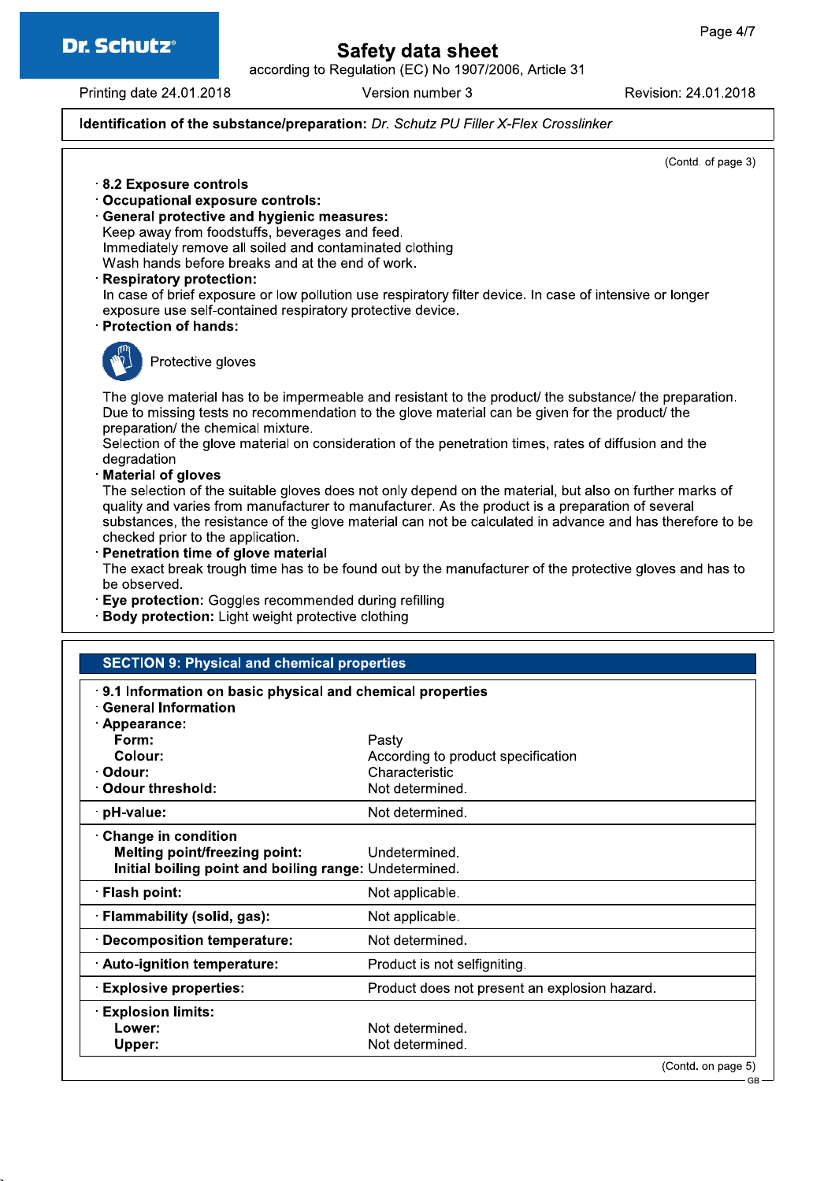**Identification of the substance/preparation:** *Dr. Schutz PU Filler X-Flex Crosslinker*

(Contd. of page 3)

- **8.2 Exposure controls**
- **Occupational exposure controls:**
- **General protective and hygienic measures:**
  Keep away from foodstuffs, beverages and feed.
  Immediately remove all soiled and contaminated clothing
  Wash hands before breaks and at the end of work.
- **Respiratory protection:**
  In case of brief exposure or low pollution use respiratory filter device. In case of intensive or longer exposure use self-contained respiratory protective device.
- **Protection of hands:**

  Protective gloves

  The glove material has to be impermeable and resistant to the product/ the substance/ the preparation.
  Due to missing tests no recommendation to the glove material can be given for the product/ the preparation/ the chemical mixture.
  Selection of the glove material on consideration of the penetration times, rates of diffusion and the degradation
- **Material of gloves**
  The selection of the suitable gloves does not only depend on the material, but also on further marks of quality and varies from manufacturer to manufacturer. As the product is a preparation of several substances, the resistance of the glove material can not be calculated in advance and has therefore to be checked prior to the application.
- **Penetration time of glove material**
  The exact break trough time has to be found out by the manufacturer of the protective gloves and has to be observed.
- **Eye protection:** Goggles recommended during refilling
- **Body protection:** Light weight protective clothing

## SECTION 9: Physical and chemical properties

- **9.1 Information on basic physical and chemical properties**
- **General Information**

| Property | Value |
|---|---|
| **Appearance:** | |
| **Form:** | Pasty |
| **Colour:** | According to product specification |
| **Odour:** | Characteristic |
| **Odour threshold:** | Not determined. |
| **pH-value:** | Not determined. |
| **Change in condition** | |
| **Melting point/freezing point:** | Undetermined. |
| **Initial boiling point and boiling range:** | Undetermined. |
| **Flash point:** | Not applicable. |
| **Flammability (solid, gas):** | Not applicable. |
| **Decomposition temperature:** | Not determined. |
| **Auto-ignition temperature:** | Product is not selfigniting. |
| **Explosive properties:** | Product does not present an explosion hazard. |
| **Explosion limits:** | |
| **Lower:** | Not determined. |
| **Upper:** | Not determined. |

(Contd. on page 5)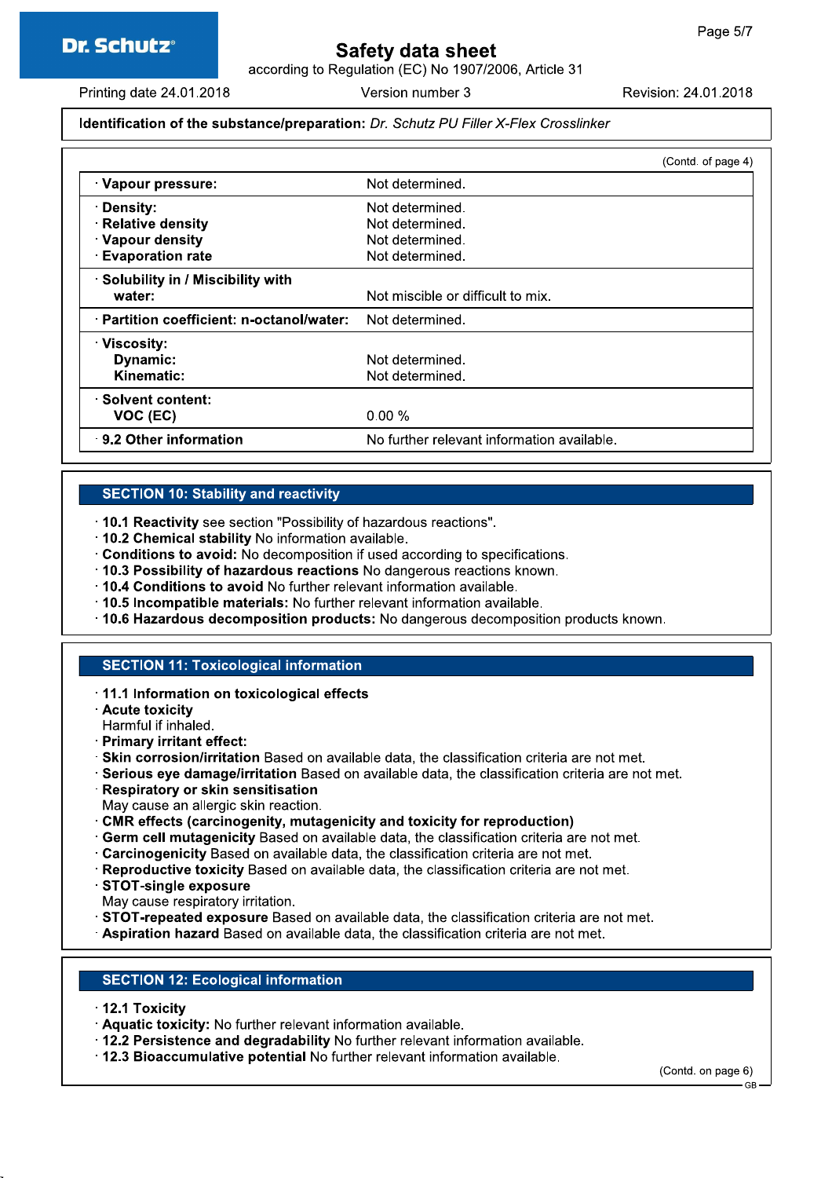Identification of the substance/preparation: *Dr. Schutz PU Filler X-Flex Crosslinker*

(Contd. of page 4)

| | |
|---|---|
| · **Vapour pressure:** | Not determined. |
| · **Density:** | Not determined. |
| · **Relative density** | Not determined. |
| · **Vapour density** | Not determined. |
| · **Evaporation rate** | Not determined. |
| · **Solubility in / Miscibility with water:** | Not miscible or difficult to mix. |
| · **Partition coefficient: n-octanol/water:** | Not determined. |
| · **Viscosity:** | |
| **Dynamic:** | Not determined. |
| **Kinematic:** | Not determined. |
| · **Solvent content:** | |
| **VOC (EC)** | 0.00 % |
| · **9.2 Other information** | No further relevant information available. |

## SECTION 10: Stability and reactivity

· **10.1 Reactivity** see section "Possibility of hazardous reactions".
· **10.2 Chemical stability** No information available.
· **Conditions to avoid:** No decomposition if used according to specifications.
· **10.3 Possibility of hazardous reactions** No dangerous reactions known.
· **10.4 Conditions to avoid** No further relevant information available.
· **10.5 Incompatible materials:** No further relevant information available.
· **10.6 Hazardous decomposition products:** No dangerous decomposition products known.

## SECTION 11: Toxicological information

· **11.1 Information on toxicological effects**
· **Acute toxicity**
Harmful if inhaled.
· **Primary irritant effect:**
· **Skin corrosion/irritation** Based on available data, the classification criteria are not met.
· **Serious eye damage/irritation** Based on available data, the classification criteria are not met.
· **Respiratory or skin sensitisation**
May cause an allergic skin reaction.
· **CMR effects (carcinogenity, mutagenicity and toxicity for reproduction)**
· **Germ cell mutagenicity** Based on available data, the classification criteria are not met.
· **Carcinogenicity** Based on available data, the classification criteria are not met.
· **Reproductive toxicity** Based on available data, the classification criteria are not met.
· **STOT-single exposure**
May cause respiratory irritation.
· **STOT-repeated exposure** Based on available data, the classification criteria are not met.
· **Aspiration hazard** Based on available data, the classification criteria are not met.

## SECTION 12: Ecological information

· **12.1 Toxicity**
· **Aquatic toxicity:** No further relevant information available.
· **12.2 Persistence and degradability** No further relevant information available.
· **12.3 Bioaccumulative potential** No further relevant information available.

(Contd. on page 6)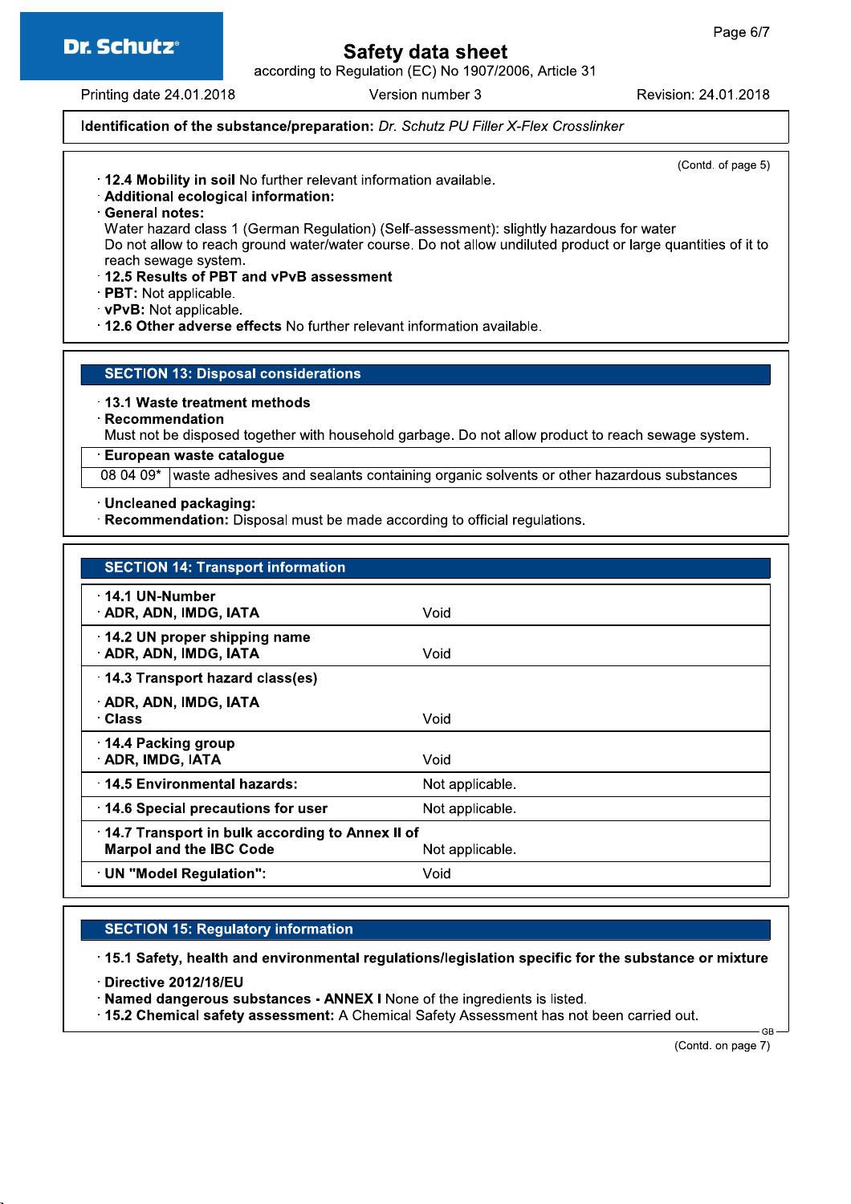**Identification of the substance/preparation:** *Dr. Schutz PU Filler X-Flex Crosslinker*

(Contd. of page 5)

- **12.4 Mobility in soil** No further relevant information available.
- **Additional ecological information:**
- **General notes:**
  Water hazard class 1 (German Regulation) (Self-assessment): slightly hazardous for water
  Do not allow to reach ground water/water course. Do not allow undiluted product or large quantities of it to reach sewage system.
- **12.5 Results of PBT and vPvB assessment**
- **PBT:** Not applicable.
- **vPvB:** Not applicable.
- **12.6 Other adverse effects** No further relevant information available.

## SECTION 13: Disposal considerations

- **13.1 Waste treatment methods**
- **Recommendation**
  Must not be disposed together with household garbage. Do not allow product to reach sewage system.

| · European waste catalogue | |
|---|---|
| 08 04 09* | waste adhesives and sealants containing organic solvents or other hazardous substances |

- **Uncleaned packaging:**
- **Recommendation:** Disposal must be made according to official regulations.

## SECTION 14: Transport information

| | |
|---|---|
| **· 14.1 UN-Number**<br>**· ADR, ADN, IMDG, IATA** | Void |
| **· 14.2 UN proper shipping name**<br>**· ADR, ADN, IMDG, IATA** | Void |
| **· 14.3 Transport hazard class(es)**<br>**· ADR, ADN, IMDG, IATA**<br>**· Class** | Void |
| **· 14.4 Packing group**<br>**· ADR, IMDG, IATA** | Void |
| **· 14.5 Environmental hazards:** | Not applicable. |
| **· 14.6 Special precautions for user** | Not applicable. |
| **· 14.7 Transport in bulk according to Annex II of Marpol and the IBC Code** | Not applicable. |
| **· UN "Model Regulation":** | Void |

## SECTION 15: Regulatory information

- **15.1 Safety, health and environmental regulations/legislation specific for the substance or mixture**
- **Directive 2012/18/EU**
- **Named dangerous substances - ANNEX I** None of the ingredients is listed.
- **15.2 Chemical safety assessment:** A Chemical Safety Assessment has not been carried out.

(Contd. on page 7)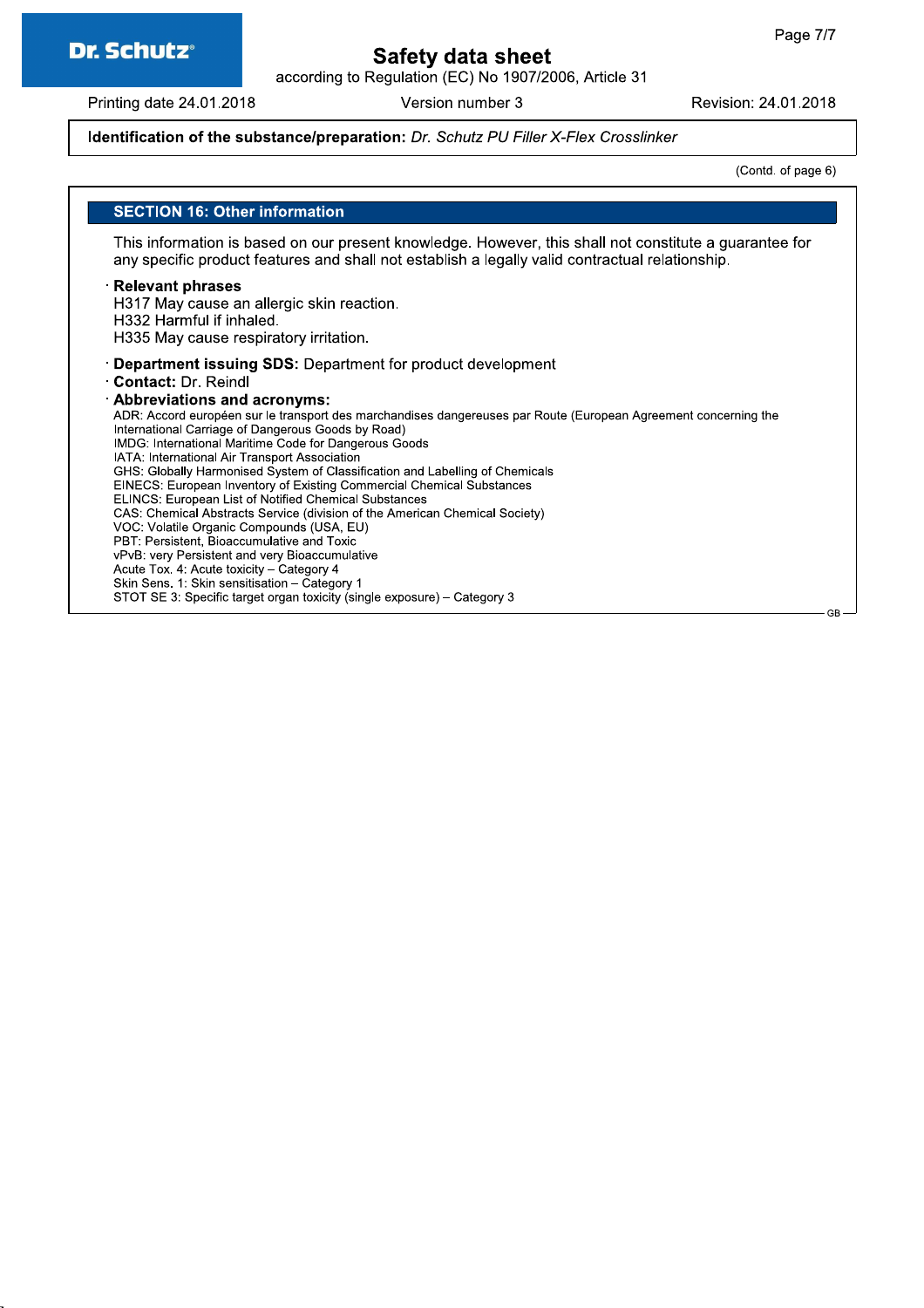**Identification of the substance/preparation:** *Dr. Schutz PU Filler X-Flex Crosslinker*

(Contd. of page 6)

## SECTION 16: Other information

This information is based on our present knowledge. However, this shall not constitute a guarantee for any specific product features and shall not establish a legally valid contractual relationship.

· **Relevant phrases**
H317 May cause an allergic skin reaction.
H332 Harmful if inhaled.
H335 May cause respiratory irritation.

· **Department issuing SDS:** Department for product development
· **Contact:** Dr. Reindl
· **Abbreviations and acronyms:**
ADR: Accord européen sur le transport des marchandises dangereuses par Route (European Agreement concerning the International Carriage of Dangerous Goods by Road)
IMDG: International Maritime Code for Dangerous Goods
IATA: International Air Transport Association
GHS: Globally Harmonised System of Classification and Labelling of Chemicals
EINECS: European Inventory of Existing Commercial Chemical Substances
ELINCS: European List of Notified Chemical Substances
CAS: Chemical Abstracts Service (division of the American Chemical Society)
VOC: Volatile Organic Compounds (USA, EU)
PBT: Persistent, Bioaccumulative and Toxic
vPvB: very Persistent and very Bioaccumulative
Acute Tox. 4: Acute toxicity – Category 4
Skin Sens. 1: Skin sensitisation – Category 1
STOT SE 3: Specific target organ toxicity (single exposure) – Category 3